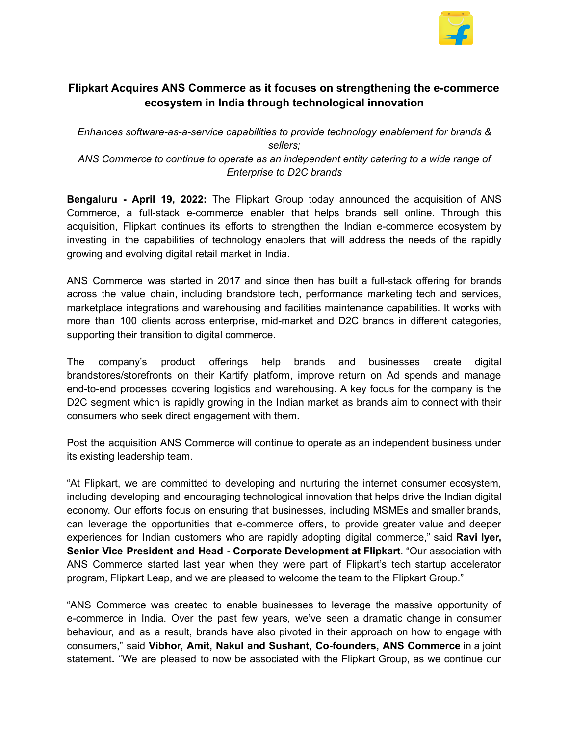# Flipkart Acquires ANS Commerce as it focuses on strengthening the e-commerce ecosystem in India through technological innovation

*Enhances software-as-a-service capabilities to provide technology enablement for brands & sellers;*

*ANS Commerce to continue to operate as an independent entity catering to a wide range of Enterprise to D2C brands*

**Bengaluru - April 19, 2022:** The Flipkart Group today announced the acquisition of ANS Commerce, a full-stack e-commerce enabler that helps brands sell online. Through this acquisition, Flipkart continues its efforts to strengthen the Indian e-commerce ecosystem by investing in the capabilities of technology enablers that will address the needs of the rapidly growing and evolving digital retail market in India.

ANS Commerce was started in 2017 and since then has built a full-stack offering for brands across the value chain, including brandstore tech, performance marketing tech and services, marketplace integrations and warehousing and facilities maintenance capabilities. It works with more than 100 clients across enterprise, mid-market and D2C brands in different categories, supporting their transition to digital commerce.

The company's product offerings help brands and businesses create digital brandstores/storefronts on their Kartify platform, improve return on Ad spends and manage end-to-end processes covering logistics and warehousing. A key focus for the company is the D2C segment which is rapidly growing in the Indian market as brands aim to connect with their consumers who seek direct engagement with them.

Post the acquisition ANS Commerce will continue to operate as an independent business under its existing leadership team.

"At Flipkart, we are committed to developing and nurturing the internet consumer ecosystem, including developing and encouraging technological innovation that helps drive the Indian digital economy. Our efforts focus on ensuring that businesses, including MSMEs and smaller brands, can leverage the opportunities that e-commerce offers, to provide greater value and deeper experiences for Indian customers who are rapidly adopting digital commerce," said **Ravi Iyer, Senior Vice President and Head - Corporate Development at Flipkart**. "Our association with ANS Commerce started last year when they were part of Flipkart's tech startup accelerator program, Flipkart Leap, and we are pleased to welcome the team to the Flipkart Group."

"ANS Commerce was created to enable businesses to leverage the massive opportunity of e-commerce in India. Over the past few years, we've seen a dramatic change in consumer behaviour, and as a result, brands have also pivoted in their approach on how to engage with consumers," said **Vibhor, Amit, Nakul and Sushant, Co-founders, ANS Commerce** in a joint statement**.** "We are pleased to now be associated with the Flipkart Group, as we continue our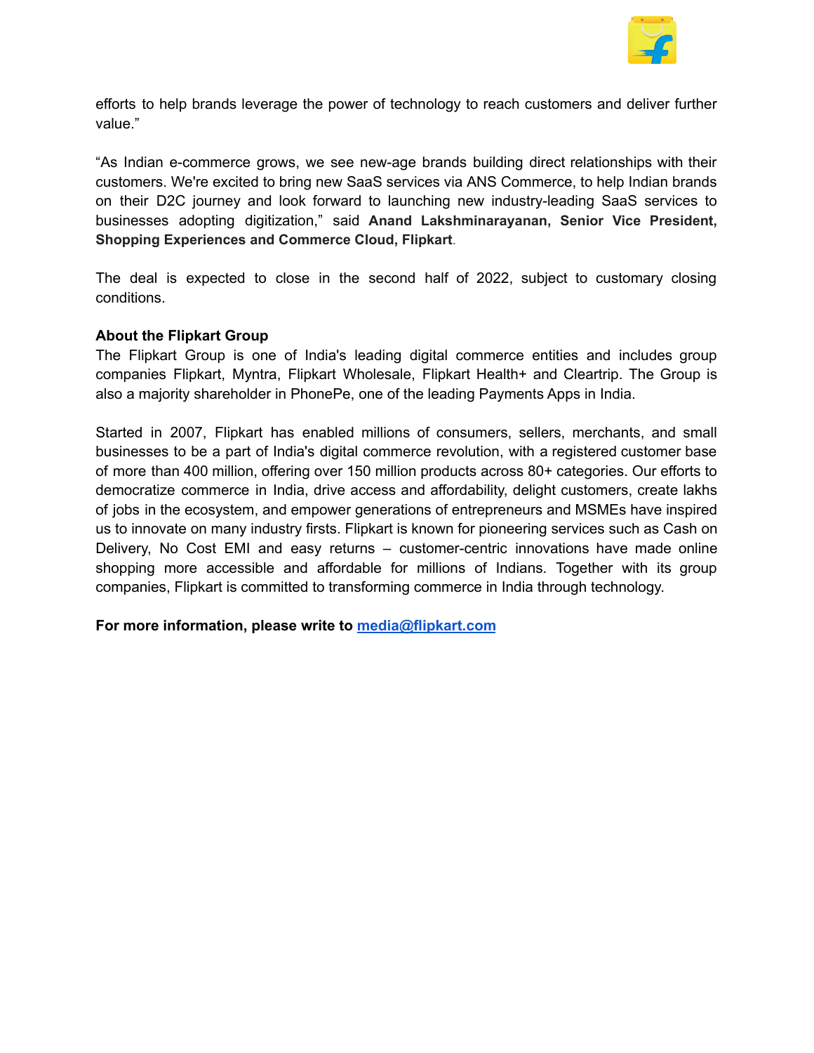efforts to help brands leverage the power of technology to reach customers and deliver further value."

"As Indian e-commerce grows, we see new-age brands building direct relationships with their customers. We're excited to bring new SaaS services via ANS Commerce, to help Indian brands on their D2C journey and look forward to launching new industry-leading SaaS services to businesses adopting digitization," said **Anand Lakshminarayanan, Senior Vice President, Shopping Experiences and Commerce Cloud, Flipkart**.

The deal is expected to close in the second half of 2022, subject to customary closing conditions.

**About the Flipkart Group**

The Flipkart Group is one of India's leading digital commerce entities and includes group companies Flipkart, Myntra, Flipkart Wholesale, Flipkart Health+ and Cleartrip. The Group is also a majority shareholder in PhonePe, one of the leading Payments Apps in India.

Started in 2007, Flipkart has enabled millions of consumers, sellers, merchants, and small businesses to be a part of India's digital commerce revolution, with a registered customer base of more than 400 million, offering over 150 million products across 80+ categories. Our efforts to democratize commerce in India, drive access and affordability, delight customers, create lakhs of jobs in the ecosystem, and empower generations of entrepreneurs and MSMEs have inspired us to innovate on many industry firsts. Flipkart is known for pioneering services such as Cash on Delivery, No Cost EMI and easy returns – customer-centric innovations have made online shopping more accessible and affordable for millions of Indians. Together with its group companies, Flipkart is committed to transforming commerce in India through technology.

**For more information, please write to [media@flipkart.com](mailto:media@flipkart.com)**